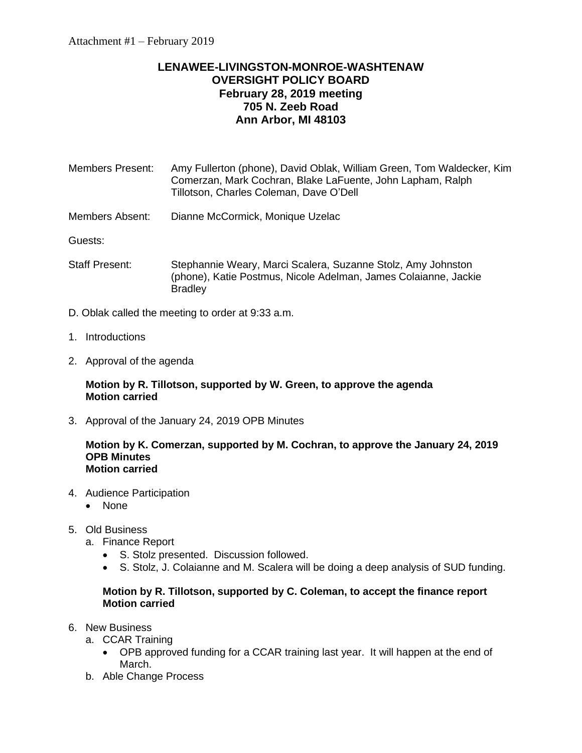Attachment #1 – February 2019

**LENAWEE-LIVINGSTON-MONROE-WASHTENAW**
**OVERSIGHT POLICY BOARD**
**February 28, 2019 meeting**
**705 N. Zeeb Road**
**Ann Arbor, MI 48103**

Members Present: Amy Fullerton (phone), David Oblak, William Green, Tom Waldecker, Kim Comerzan, Mark Cochran, Blake LaFuente, John Lapham, Ralph Tillotson, Charles Coleman, Dave O'Dell

Members Absent: Dianne McCormick, Monique Uzelac

Guests:

Staff Present: Stephannie Weary, Marci Scalera, Suzanne Stolz, Amy Johnston (phone), Katie Postmus, Nicole Adelman, James Colaianne, Jackie Bradley

D. Oblak called the meeting to order at 9:33 a.m.

1. Introductions

2. Approval of the agenda

   **Motion by R. Tillotson, supported by W. Green, to approve the agenda**
   **Motion carried**

3. Approval of the January 24, 2019 OPB Minutes

   **Motion by K. Comerzan, supported by M. Cochran, to approve the January 24, 2019 OPB Minutes**
   **Motion carried**

4. Audience Participation
   - None

5. Old Business
   a. Finance Report
      - S. Stolz presented. Discussion followed.
      - S. Stolz, J. Colaianne and M. Scalera will be doing a deep analysis of SUD funding.

   **Motion by R. Tillotson, supported by C. Coleman, to accept the finance report**
   **Motion carried**

6. New Business
   a. CCAR Training
      - OPB approved funding for a CCAR training last year. It will happen at the end of March.
   b. Able Change Process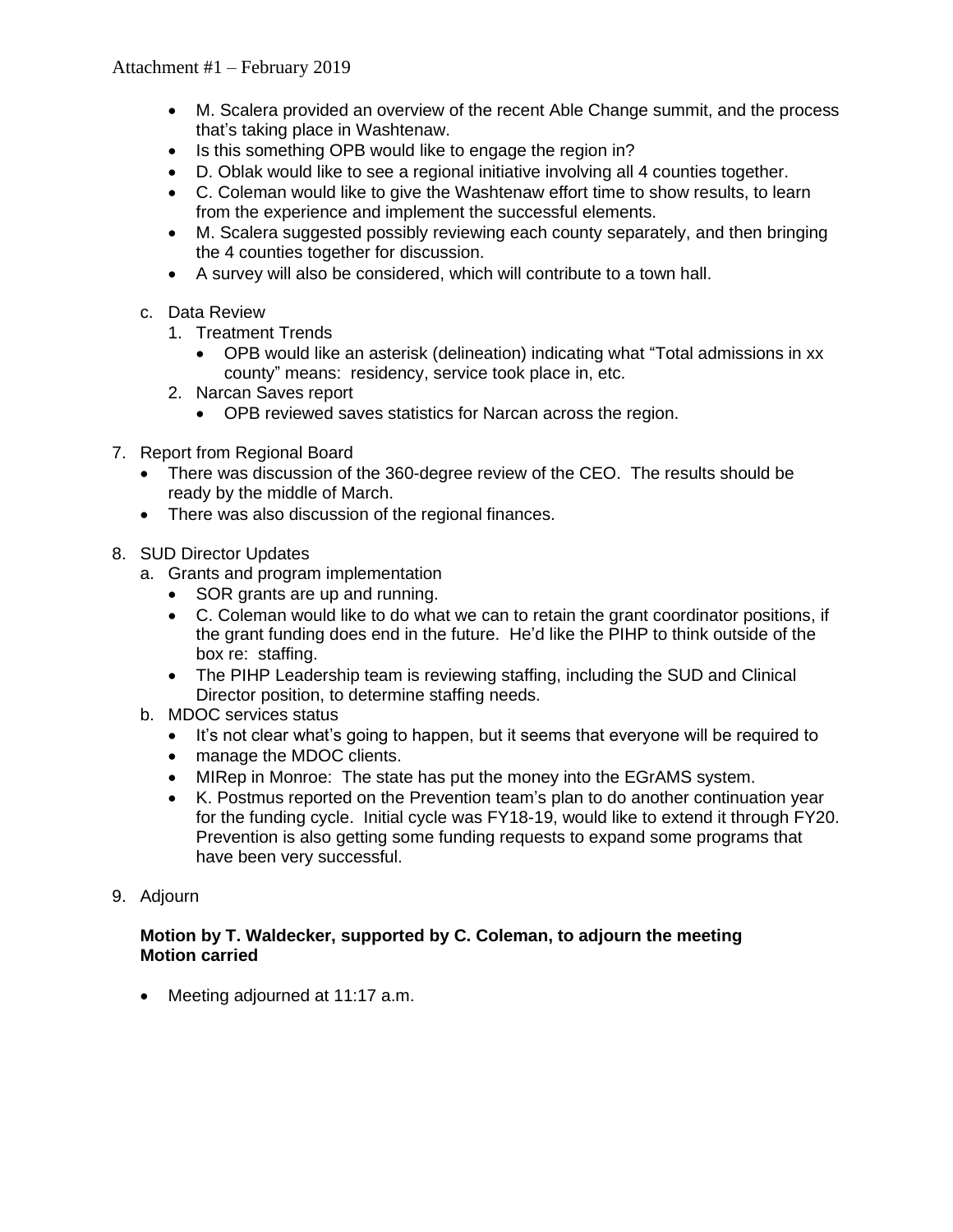- M. Scalera provided an overview of the recent Able Change summit, and the process that's taking place in Washtenaw.
- Is this something OPB would like to engage the region in?
- D. Oblak would like to see a regional initiative involving all 4 counties together.
- C. Coleman would like to give the Washtenaw effort time to show results, to learn from the experience and implement the successful elements.
- M. Scalera suggested possibly reviewing each county separately, and then bringing the 4 counties together for discussion.
- A survey will also be considered, which will contribute to a town hall.

c. Data Review

1. Treatment Trends
   - OPB would like an asterisk (delineation) indicating what "Total admissions in xx county" means: residency, service took place in, etc.
2. Narcan Saves report
   - OPB reviewed saves statistics for Narcan across the region.

7. Report from Regional Board
   - There was discussion of the 360-degree review of the CEO. The results should be ready by the middle of March.
   - There was also discussion of the regional finances.

8. SUD Director Updates

a. Grants and program implementation
   - SOR grants are up and running.
   - C. Coleman would like to do what we can to retain the grant coordinator positions, if the grant funding does end in the future. He'd like the PIHP to think outside of the box re: staffing.
   - The PIHP Leadership team is reviewing staffing, including the SUD and Clinical Director position, to determine staffing needs.

b. MDOC services status
   - It's not clear what's going to happen, but it seems that everyone will be required to
   - manage the MDOC clients.
   - MIRep in Monroe: The state has put the money into the EGrAMS system.
   - K. Postmus reported on the Prevention team's plan to do another continuation year for the funding cycle. Initial cycle was FY18-19, would like to extend it through FY20. Prevention is also getting some funding requests to expand some programs that have been very successful.

9. Adjourn

**Motion by T. Waldecker, supported by C. Coleman, to adjourn the meeting**
**Motion carried**

- Meeting adjourned at 11:17 a.m.